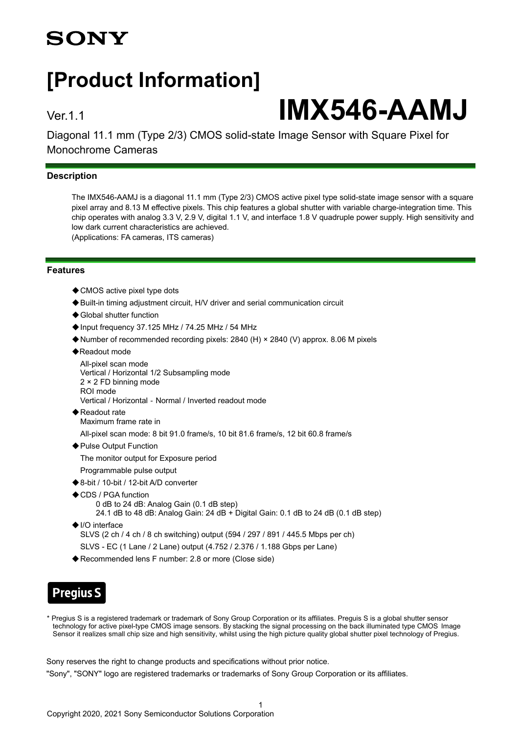SONY

# [Product Information]

Ver.1.1

# IMX546-AAMJ

Diagonal 11.1 mm (Type 2/3) CMOS solid-state Image Sensor with Square Pixel for Monochrome Cameras

## Description

The IMX546-AAMJ is a diagonal 11.1 mm (Type 2/3) CMOS active pixel type solid-state image sensor with a square pixel array and 8.13 M effective pixels. This chip features a global shutter with variable charge-integration time. This chip operates with analog 3.3 V, 2.9 V, digital 1.1 V, and interface 1.8 V quadruple power supply. High sensitivity and low dark current characteristics are achieved.
(Applications: FA cameras, ITS cameras)

## Features

- ◆CMOS active pixel type dots
- ◆Built-in timing adjustment circuit, H/V driver and serial communication circuit
- ◆Global shutter function
- ◆Input frequency 37.125 MHz / 74.25 MHz / 54 MHz
- ◆Number of recommended recording pixels: 2840 (H) × 2840 (V) approx. 8.06 M pixels
- ◆Readout mode
  All-pixel scan mode
  Vertical / Horizontal 1/2 Subsampling mode
  2 × 2 FD binning mode
  ROI mode
  Vertical / Horizontal - Normal / Inverted readout mode
- ◆Readout rate
  Maximum frame rate in
  All-pixel scan mode: 8 bit 91.0 frame/s, 10 bit 81.6 frame/s, 12 bit 60.8 frame/s
- ◆Pulse Output Function
  The monitor output for Exposure period
  Programmable pulse output
- ◆8-bit / 10-bit / 12-bit A/D converter
- ◆CDS / PGA function
  0 dB to 24 dB: Analog Gain (0.1 dB step)
  24.1 dB to 48 dB: Analog Gain: 24 dB + Digital Gain: 0.1 dB to 24 dB (0.1 dB step)
- ◆I/O interface
  SLVS (2 ch / 4 ch / 8 ch switching) output (594 / 297 / 891 / 445.5 Mbps per ch)
  SLVS - EC (1 Lane / 2 Lane) output (4.752 / 2.376 / 1.188 Gbps per Lane)
- ◆Recommended lens F number: 2.8 or more (Close side)

**Pregius S**

* Pregius S is a registered trademark or trademark of Sony Group Corporation or its affiliates. Preguis S is a global shutter sensor technology for active pixel-type CMOS image sensors. By stacking the signal processing on the back illuminated type CMOS Image Sensor it realizes small chip size and high sensitivity, whilst using the high picture quality global shutter pixel technology of Pregius.

Sony reserves the right to change products and specifications without prior notice.
"Sony", "SONY" logo are registered trademarks or trademarks of Sony Group Corporation or its affiliates.

Copyright 2020, 2021 Sony Semiconductor Solutions Corporation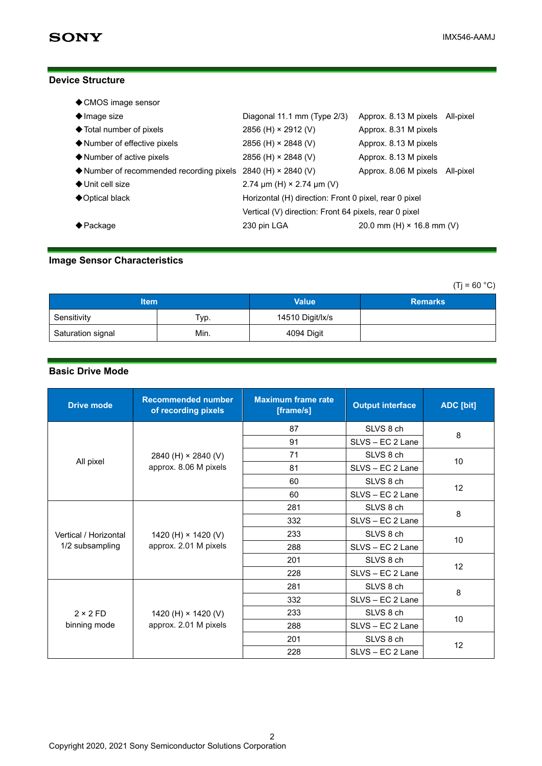## Device Structure

- ◆CMOS image sensor
- ◆Image size — Diagonal 11.1 mm (Type 2/3) — Approx. 8.13 M pixels — All-pixel
- ◆Total number of pixels — 2856 (H) × 2912 (V) — Approx. 8.31 M pixels
- ◆Number of effective pixels — 2856 (H) × 2848 (V) — Approx. 8.13 M pixels
- ◆Number of active pixels — 2856 (H) × 2848 (V) — Approx. 8.13 M pixels
- ◆Number of recommended recording pixels — 2840 (H) × 2840 (V) — Approx. 8.06 M pixels — All-pixel
- ◆Unit cell size — 2.74 µm (H) × 2.74 µm (V)
- ◆Optical black — Horizontal (H) direction: Front 0 pixel, rear 0 pixel; Vertical (V) direction: Front 64 pixels, rear 0 pixel
- ◆Package — 230 pin LGA — 20.0 mm (H) × 16.8 mm (V)

## Image Sensor Characteristics

(Tj = 60 °C)

| Item | | Value | Remarks |
|---|---|---|---|
| Sensitivity | Typ. | 14510 Digit/lx/s | |
| Saturation signal | Min. | 4094 Digit | |

## Basic Drive Mode

| Drive mode | Recommended number of recording pixels | Maximum frame rate [frame/s] | Output interface | ADC [bit] |
|---|---|---|---|---|
| All pixel | 2840 (H) × 2840 (V) approx. 8.06 M pixels | 87 | SLVS 8 ch | 8 |
| | | 91 | SLVS – EC 2 Lane | |
| | | 71 | SLVS 8 ch | 10 |
| | | 81 | SLVS – EC 2 Lane | |
| | | 60 | SLVS 8 ch | 12 |
| | | 60 | SLVS – EC 2 Lane | |
| Vertical / Horizontal 1/2 subsampling | 1420 (H) × 1420 (V) approx. 2.01 M pixels | 281 | SLVS 8 ch | 8 |
| | | 332 | SLVS – EC 2 Lane | |
| | | 233 | SLVS 8 ch | 10 |
| | | 288 | SLVS – EC 2 Lane | |
| | | 201 | SLVS 8 ch | 12 |
| | | 228 | SLVS – EC 2 Lane | |
| 2 × 2 FD binning mode | 1420 (H) × 1420 (V) approx. 2.01 M pixels | 281 | SLVS 8 ch | 8 |
| | | 332 | SLVS – EC 2 Lane | |
| | | 233 | SLVS 8 ch | 10 |
| | | 288 | SLVS – EC 2 Lane | |
| | | 201 | SLVS 8 ch | 12 |
| | | 228 | SLVS – EC 2 Lane | |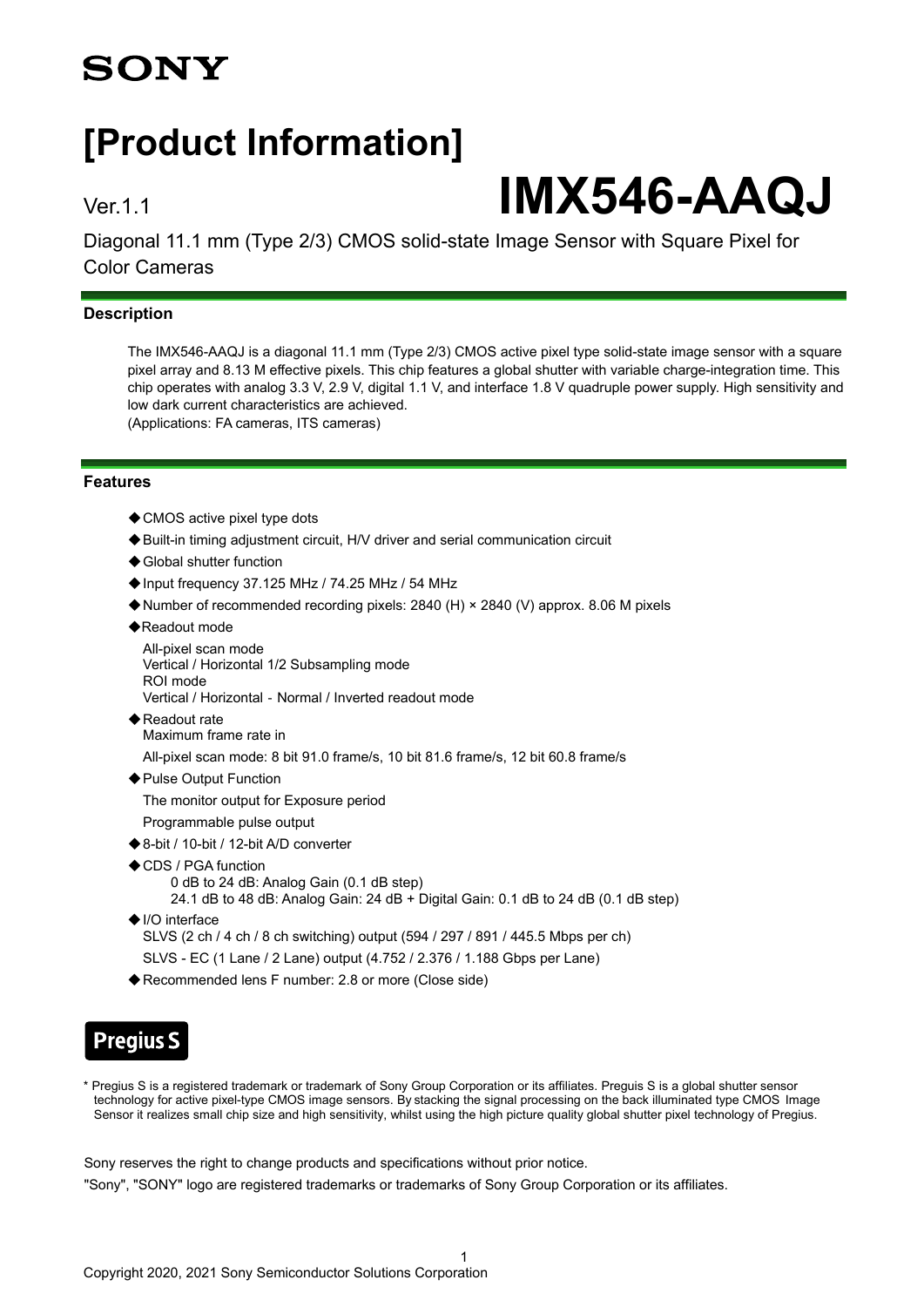**SONY**

# [Product Information]

Ver.1.1

# IMX546-AAQJ

Diagonal 11.1 mm (Type 2/3) CMOS solid-state Image Sensor with Square Pixel for Color Cameras

## Description

The IMX546-AAQJ is a diagonal 11.1 mm (Type 2/3) CMOS active pixel type solid-state image sensor with a square pixel array and 8.13 M effective pixels. This chip features a global shutter with variable charge-integration time. This chip operates with analog 3.3 V, 2.9 V, digital 1.1 V, and interface 1.8 V quadruple power supply. High sensitivity and low dark current characteristics are achieved.
(Applications: FA cameras, ITS cameras)

## Features

- ◆CMOS active pixel type dots
- ◆Built-in timing adjustment circuit, H/V driver and serial communication circuit
- ◆Global shutter function
- ◆Input frequency 37.125 MHz / 74.25 MHz / 54 MHz
- ◆Number of recommended recording pixels: 2840 (H) × 2840 (V) approx. 8.06 M pixels
- ◆Readout mode

  All-pixel scan mode
  Vertical / Horizontal 1/2 Subsampling mode
  ROI mode
  Vertical / Horizontal - Normal / Inverted readout mode
- ◆Readout rate
  Maximum frame rate in

  All-pixel scan mode: 8 bit 91.0 frame/s, 10 bit 81.6 frame/s, 12 bit 60.8 frame/s
- ◆Pulse Output Function

  The monitor output for Exposure period

  Programmable pulse output
- ◆8-bit / 10-bit / 12-bit A/D converter
- ◆CDS / PGA function
  0 dB to 24 dB: Analog Gain (0.1 dB step)
  24.1 dB to 48 dB: Analog Gain: 24 dB + Digital Gain: 0.1 dB to 24 dB (0.1 dB step)
- ◆I/O interface
  SLVS (2 ch / 4 ch / 8 ch switching) output (594 / 297 / 891 / 445.5 Mbps per ch)

  SLVS - EC (1 Lane / 2 Lane) output (4.752 / 2.376 / 1.188 Gbps per Lane)
- ◆Recommended lens F number: 2.8 or more (Close side)

**Pregius S**

* Pregius S is a registered trademark or trademark of Sony Group Corporation or its affiliates. Preguis S is a global shutter sensor technology for active pixel-type CMOS image sensors. By stacking the signal processing on the back illuminated type CMOS Image Sensor it realizes small chip size and high sensitivity, whilst using the high picture quality global shutter pixel technology of Pregius.

Sony reserves the right to change products and specifications without prior notice.

"Sony", "SONY" logo are registered trademarks or trademarks of Sony Group Corporation or its affiliates.

Copyright 2020, 2021 Sony Semiconductor Solutions Corporation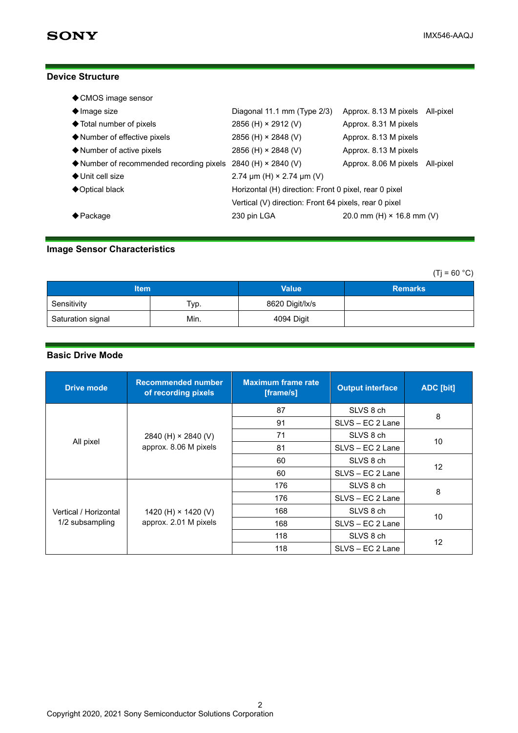## Device Structure

- ◆CMOS image sensor
- ◆Image size — Diagonal 11.1 mm (Type 2/3) — Approx. 8.13 M pixels — All-pixel
- ◆Total number of pixels — 2856 (H) × 2912 (V) — Approx. 8.31 M pixels
- ◆Number of effective pixels — 2856 (H) × 2848 (V) — Approx. 8.13 M pixels
- ◆Number of active pixels — 2856 (H) × 2848 (V) — Approx. 8.13 M pixels
- ◆Number of recommended recording pixels — 2840 (H) × 2840 (V) — Approx. 8.06 M pixels — All-pixel
- ◆Unit cell size — 2.74 μm (H) × 2.74 μm (V)
- ◆Optical black — Horizontal (H) direction: Front 0 pixel, rear 0 pixel
  Vertical (V) direction: Front 64 pixels, rear 0 pixel
- ◆Package — 230 pin LGA — 20.0 mm (H) × 16.8 mm (V)

## Image Sensor Characteristics

(Tj = 60 °C)

| Item | | Value | Remarks |
|---|---|---|---|
| Sensitivity | Typ. | 8620 Digit/lx/s | |
| Saturation signal | Min. | 4094 Digit | |

## Basic Drive Mode

| Drive mode | Recommended number of recording pixels | Maximum frame rate [frame/s] | Output interface | ADC [bit] |
|---|---|---|---|---|
| All pixel | 2840 (H) × 2840 (V) approx. 8.06 M pixels | 87 | SLVS 8 ch | 8 |
| | | 91 | SLVS – EC 2 Lane | |
| | | 71 | SLVS 8 ch | 10 |
| | | 81 | SLVS – EC 2 Lane | |
| | | 60 | SLVS 8 ch | 12 |
| | | 60 | SLVS – EC 2 Lane | |
| Vertical / Horizontal 1/2 subsampling | 1420 (H) × 1420 (V) approx. 2.01 M pixels | 176 | SLVS 8 ch | 8 |
| | | 176 | SLVS – EC 2 Lane | |
| | | 168 | SLVS 8 ch | 10 |
| | | 168 | SLVS – EC 2 Lane | |
| | | 118 | SLVS 8 ch | 12 |
| | | 118 | SLVS – EC 2 Lane | |